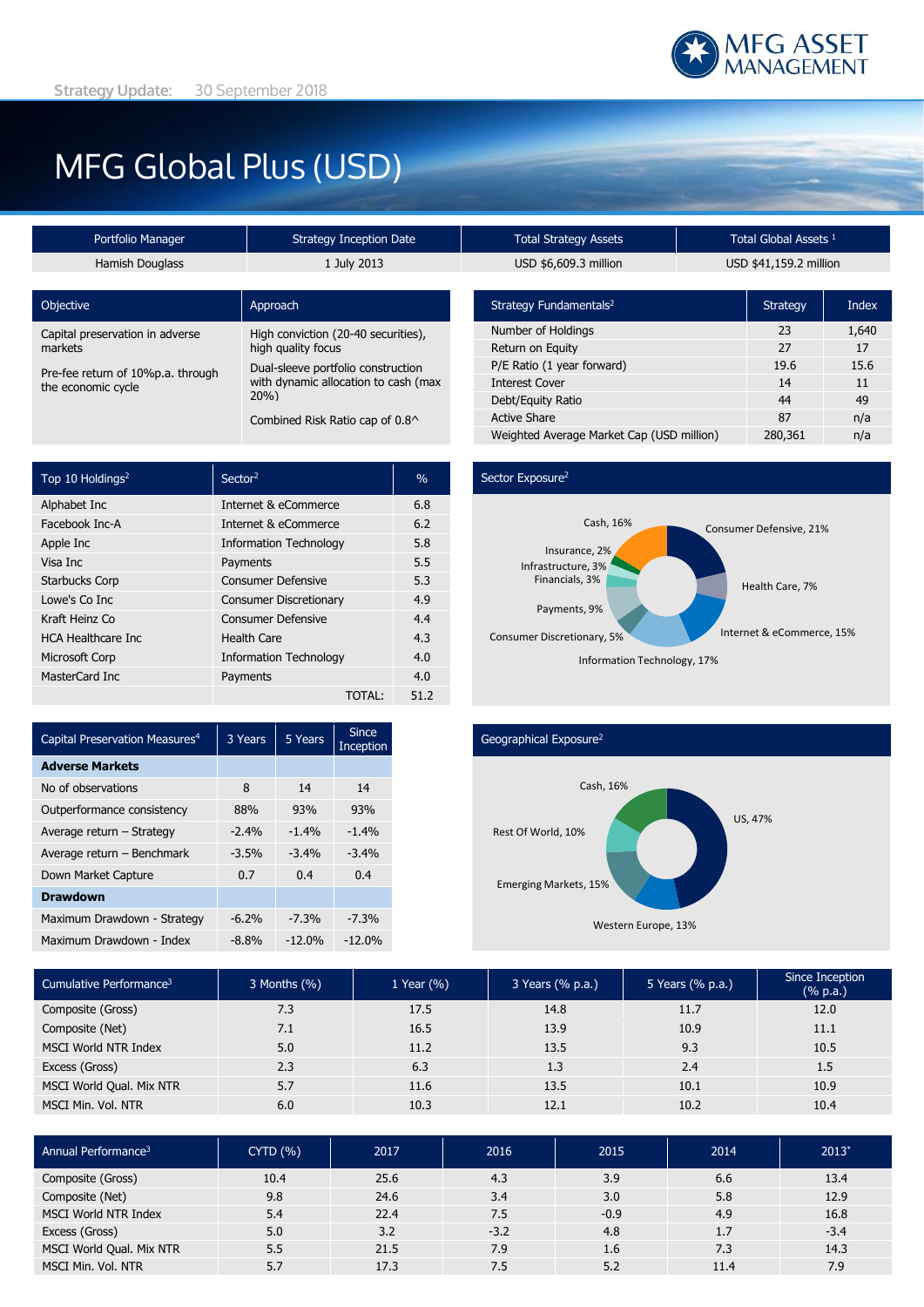MFG ASSET MANAGEMENT

Strategy Update: 30 September 2018

# MFG Global Plus (USD)

| Portfolio Manager | Strategy Inception Date | Total Strategy Assets | Total Global Assets [1] |
|---|---|---|---|
| Hamish Douglass | 1 July 2013 | USD $6,609.3 million | USD $41,159.2 million |

| Objective | Approach |
|---|---|
| Capital preservation in adverse markets | High conviction (20-40 securities), high quality focus |
| Pre-fee return of 10%p.a. through the economic cycle | Dual-sleeve portfolio construction with dynamic allocation to cash (max 20%) |
| | Combined Risk Ratio cap of 0.8^ |

| Strategy Fundamentals[2] | Strategy | Index |
|---|---|---|
| Number of Holdings | 23 | 1,640 |
| Return on Equity | 27 | 17 |
| P/E Ratio (1 year forward) | 19.6 | 15.6 |
| Interest Cover | 14 | 11 |
| Debt/Equity Ratio | 44 | 49 |
| Active Share | 87 | n/a |
| Weighted Average Market Cap (USD million) | 280,361 | n/a |

| Top 10 Holdings[2] | Sector[2] | % |
|---|---|---|
| Alphabet Inc | Internet & eCommerce | 6.8 |
| Facebook Inc-A | Internet & eCommerce | 6.2 |
| Apple Inc | Information Technology | 5.8 |
| Visa Inc | Payments | 5.5 |
| Starbucks Corp | Consumer Defensive | 5.3 |
| Lowe's Co Inc | Consumer Discretionary | 4.9 |
| Kraft Heinz Co | Consumer Defensive | 4.4 |
| HCA Healthcare Inc | Health Care | 4.3 |
| Microsoft Corp | Information Technology | 4.0 |
| MasterCard Inc | Payments | 4.0 |
| | TOTAL: | 51.2 |

**Sector Exposure[2]**

Consumer Defensive, 21%; Health Care, 7%; Internet & eCommerce, 15%; Information Technology, 17%; Consumer Discretionary, 5%; Payments, 9%; Financials, 3%; Infrastructure, 3%; Insurance, 2%; Cash, 16%

| Capital Preservation Measures[4] | 3 Years | 5 Years | Since Inception |
|---|---|---|---|
| **Adverse Markets** | | | |
| No of observations | 8 | 14 | 14 |
| Outperformance consistency | 88% | 93% | 93% |
| Average return – Strategy | -2.4% | -1.4% | -1.4% |
| Average return – Benchmark | -3.5% | -3.4% | -3.4% |
| Down Market Capture | 0.7 | 0.4 | 0.4 |
| **Drawdown** | | | |
| Maximum Drawdown - Strategy | -6.2% | -7.3% | -7.3% |
| Maximum Drawdown - Index | -8.8% | -12.0% | -12.0% |

**Geographical Exposure[2]**

US, 47%; Western Europe, 13%; Emerging Markets, 15%; Rest Of World, 10%; Cash, 16%

| Cumulative Performance[3] | 3 Months (%) | 1 Year (%) | 3 Years (% p.a.) | 5 Years (% p.a.) | Since Inception (% p.a.) |
|---|---|---|---|---|---|
| Composite (Gross) | 7.3 | 17.5 | 14.8 | 11.7 | 12.0 |
| Composite (Net) | 7.1 | 16.5 | 13.9 | 10.9 | 11.1 |
| MSCI World NTR Index | 5.0 | 11.2 | 13.5 | 9.3 | 10.5 |
| Excess (Gross) | 2.3 | 6.3 | 1.3 | 2.4 | 1.5 |
| MSCI World Qual. Mix NTR | 5.7 | 11.6 | 13.5 | 10.1 | 10.9 |
| MSCI Min. Vol. NTR | 6.0 | 10.3 | 12.1 | 10.2 | 10.4 |

| Annual Performance[3] | CYTD (%) | 2017 | 2016 | 2015 | 2014 | 2013* |
|---|---|---|---|---|---|---|
| Composite (Gross) | 10.4 | 25.6 | 4.3 | 3.9 | 6.6 | 13.4 |
| Composite (Net) | 9.8 | 24.6 | 3.4 | 3.0 | 5.8 | 12.9 |
| MSCI World NTR Index | 5.4 | 22.4 | 7.5 | -0.9 | 4.9 | 16.8 |
| Excess (Gross) | 5.0 | 3.2 | -3.2 | 4.8 | 1.7 | -3.4 |
| MSCI World Qual. Mix NTR | 5.5 | 21.5 | 7.9 | 1.6 | 7.3 | 14.3 |
| MSCI Min. Vol. NTR | 5.7 | 17.3 | 7.5 | 5.2 | 11.4 | 7.9 |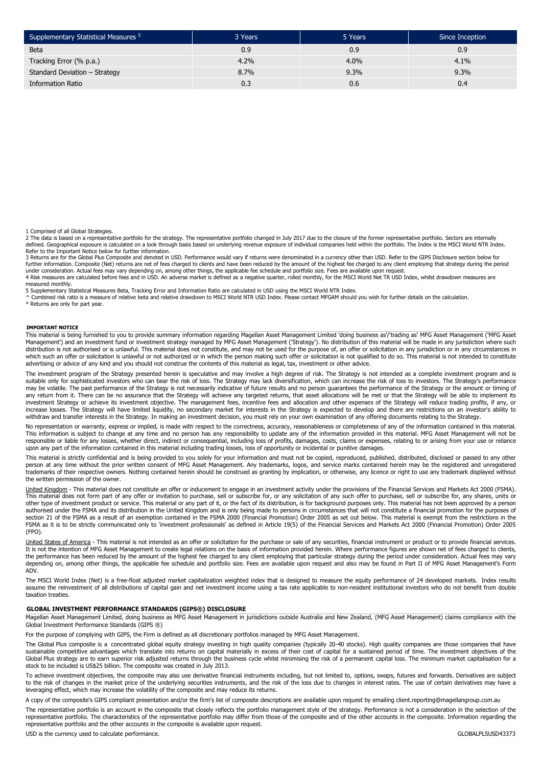| Supplementary Statistical Measures [5] | 3 Years | 5 Years | Since Inception |
|---|---|---|---|
| Beta | 0.9 | 0.9 | 0.9 |
| Tracking Error (% p.a.) | 4.2% | 4.0% | 4.1% |
| Standard Deviation – Strategy | 8.7% | 9.3% | 9.3% |
| Information Ratio | 0.3 | 0.6 | 0.4 |

1 Comprised of all Global Strategies.
2 The data is based on a representative portfolio for the strategy. The representative portfolio changed in July 2017 due to the closure of the former representative portfolio. Sectors are internally defined. Geographical exposure is calculated on a look through basis based on underlying revenue exposure of individual companies held within the portfolio. The Index is the MSCI World NTR Index. Refer to the Important Notice below for further information.
3 Returns are for the Global Plus Composite and denoted in USD. Performance would vary if returns were denominated in a currency other than USD. Refer to the GIPS Disclosure section below for further information. Composite (Net) returns are net of fees charged to clients and have been reduced by the amount of the highest fee charged to any client employing that strategy during the period under consideration. Actual fees may vary depending on, among other things, the applicable fee schedule and portfolio size. Fees are available upon request.
4 Risk measures are calculated before fees and in USD. An adverse market is defined as a negative quarter, rolled monthly, for the MSCI World Net TR USD Index, whilst drawdown measures are measured monthly.
5 Supplementary Statistical Measures Beta, Tracking Error and Information Ratio are calculated in USD using the MSCI World NTR Index.
^ Combined risk ratio is a measure of relative beta and relative drawdown to MSCI World NTR USD Index. Please contact MFGAM should you wish for further details on the calculation.
* Returns are only for part year.

### IMPORTANT NOTICE

This material is being furnished to you to provide summary information regarding Magellan Asset Management Limited 'doing business as'/'trading as' MFG Asset Management ('MFG Asset Management') and an investment fund or investment strategy managed by MFG Asset Management ('Strategy'). No distribution of this material will be made in any jurisdiction where such distribution is not authorised or is unlawful. This material does not constitute, and may not be used for the purpose of, an offer or solicitation in any jurisdiction or in any circumstances in which such an offer or solicitation is unlawful or not authorized or in which the person making such offer or solicitation is not qualified to do so. This material is not intended to constitute advertising or advice of any kind and you should not construe the contents of this material as legal, tax, investment or other advice.

The investment program of the Strategy presented herein is speculative and may involve a high degree of risk. The Strategy is not intended as a complete investment program and is suitable only for sophisticated investors who can bear the risk of loss. The Strategy may lack diversification, which can increase the risk of loss to investors. The Strategy's performance may be volatile. The past performance of the Strategy is not necessarily indicative of future results and no person guarantees the performance of the Strategy or the amount or timing of any return from it. There can be no assurance that the Strategy will achieve any targeted returns, that asset allocations will be met or that the Strategy will be able to implement its investment Strategy or achieve its investment objective. The management fees, incentive fees and allocation and other expenses of the Strategy will reduce trading profits, if any, or increase losses. The Strategy will have limited liquidity, no secondary market for interests in the Strategy is expected to develop and there are restrictions on an investor's ability to withdraw and transfer interests in the Strategy. In making an investment decision, you must rely on your own examination of any offering documents relating to the Strategy.

No representation or warranty, express or implied, is made with respect to the correctness, accuracy, reasonableness or completeness of any of the information contained in this material. This information is subject to change at any time and no person has any responsibility to update any of the information provided in this material. MFG Asset Management will not be responsible or liable for any losses, whether direct, indirect or consequential, including loss of profits, damages, costs, claims or expenses, relating to or arising from your use or reliance upon any part of the information contained in this material including trading losses, loss of opportunity or incidental or punitive damages.

This material is strictly confidential and is being provided to you solely for your information and must not be copied, reproduced, published, distributed, disclosed or passed to any other person at any time without the prior written consent of MFG Asset Management. Any trademarks, logos, and service marks contained herein may be the registered and unregistered trademarks of their respective owners. Nothing contained herein should be construed as granting by implication, or otherwise, any licence or right to use any trademark displayed without the written permission of the owner.

United Kingdom - This material does not constitute an offer or inducement to engage in an investment activity under the provisions of the Financial Services and Markets Act 2000 (FSMA). This material does not form part of any offer or invitation to purchase, sell or subscribe for, or any solicitation of any such offer to purchase, sell or subscribe for, any shares, units or other type of investment product or service. This material or any part of it, or the fact of its distribution, is for background purposes only. This material has not been approved by a person authorised under the FSMA and its distribution in the United Kingdom and is only being made to persons in circumstances that will not constitute a financial promotion for the purposes of section 21 of the FSMA as a result of an exemption contained in the FSMA 2000 (Financial Promotion) Order 2005 as set out below. This material is exempt from the restrictions in the FSMA as it is to be strictly communicated only to 'investment professionals' as defined in Article 19(5) of the Financial Services and Markets Act 2000 (Financial Promotion) Order 2005 (FPO).

United States of America - This material is not intended as an offer or solicitation for the purchase or sale of any securities, financial instrument or product or to provide financial services. It is not the intention of MFG Asset Management to create legal relations on the basis of information provided herein. Where performance figures are shown net of fees charged to clients, the performance has been reduced by the amount of the highest fee charged to any client employing that particular strategy during the period under consideration. Actual fees may vary depending on, among other things, the applicable fee schedule and portfolio size. Fees are available upon request and also may be found in Part II of MFG Asset Management's Form ADV.

The MSCI World Index (Net) is a free-float adjusted market capitalization weighted index that is designed to measure the equity performance of 24 developed markets. Index results assume the reinvestment of all distributions of capital gain and net investment income using a tax rate applicable to non-resident institutional investors who do not benefit from double taxation treaties.

### GLOBAL INVESTMENT PERFORMANCE STANDARDS (GIPS®) DISCLOSURE

Magellan Asset Management Limited, doing business as MFG Asset Management in jurisdictions outside Australia and New Zealand, (MFG Asset Management) claims compliance with the Global Investment Performance Standards (GIPS ®)

For the purpose of complying with GIPS, the Firm is defined as all discretionary portfolios managed by MFG Asset Management.

The Global Plus composite is a concentrated global equity strategy investing in high quality companies (typically 20-40 stocks). High quality companies are those companies that have sustainable competitive advantages which translate into returns on capital materially in excess of their cost of capital for a sustained period of time. The investment objectives of the Global Plus strategy are to earn superior risk adjusted returns through the business cycle whilst minimising the risk of a permanent capital loss. The minimum market capitalisation for a stock to be included is US$25 billion. The composite was created in July 2013.

To achieve investment objectives, the composite may also use derivative financial instruments including, but not limited to, options, swaps, futures and forwards. Derivatives are subject to the risk of changes in the market price of the underlying securities instruments, and the risk of the loss due to changes in interest rates. The use of certain derivatives may have a leveraging effect, which may increase the volatility of the composite and may reduce its returns.

A copy of the composite's GIPS compliant presentation and/or the firm's list of composite descriptions are available upon request by emailing client.reporting@magellangroup.com.au

The representative portfolio is an account in the composite that closely reflects the portfolio management style of the strategy. Performance is not a consideration in the selection of the representative portfolio. The characteristics of the representative portfolio may differ from those of the composite and of the other accounts in the composite. Information regarding the representative portfolio and the other accounts in the composite is available upon request.

USD is the currency used to calculate performance.

GLOBALPLSUSD43373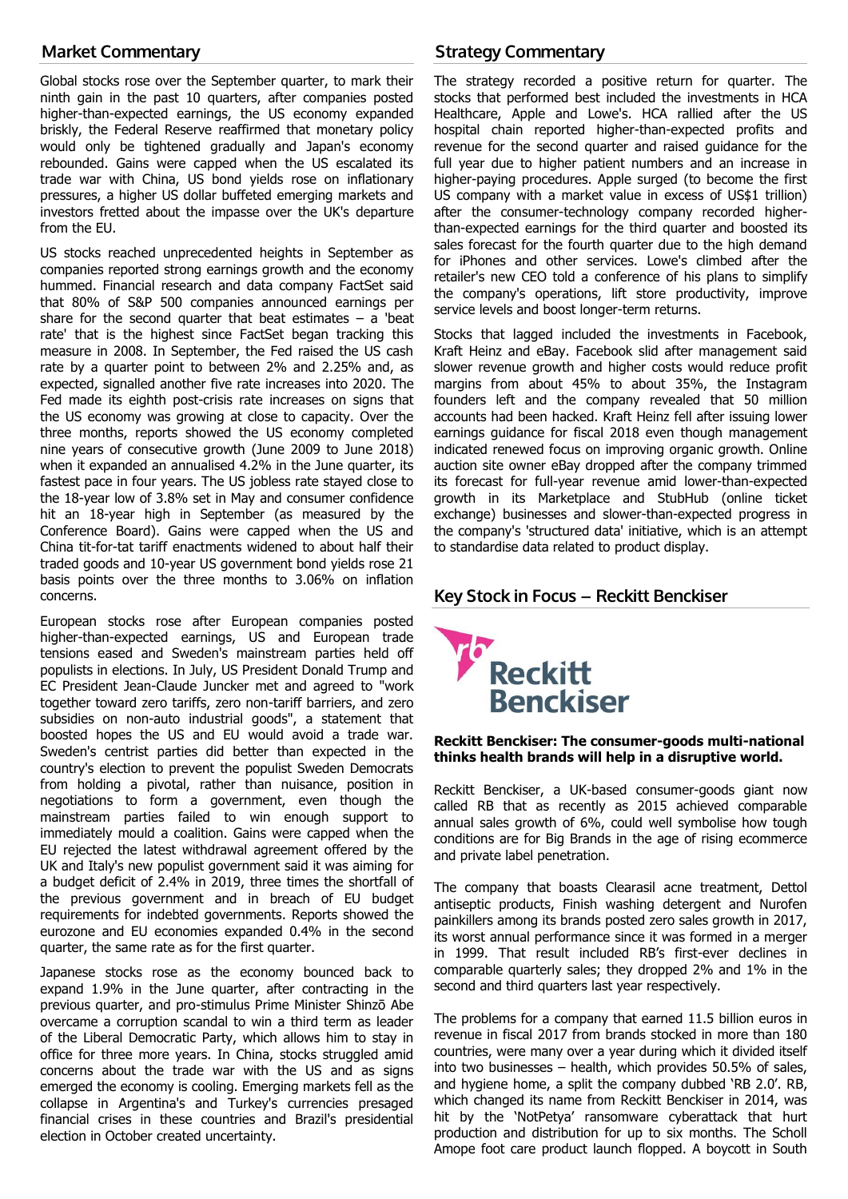## Market Commentary

Global stocks rose over the September quarter, to mark their ninth gain in the past 10 quarters, after companies posted higher-than-expected earnings, the US economy expanded briskly, the Federal Reserve reaffirmed that monetary policy would only be tightened gradually and Japan's economy rebounded. Gains were capped when the US escalated its trade war with China, US bond yields rose on inflationary pressures, a higher US dollar buffeted emerging markets and investors fretted about the impasse over the UK's departure from the EU.

US stocks reached unprecedented heights in September as companies reported strong earnings growth and the economy hummed. Financial research and data company FactSet said that 80% of S&P 500 companies announced earnings per share for the second quarter that beat estimates – a 'beat rate' that is the highest since FactSet began tracking this measure in 2008. In September, the Fed raised the US cash rate by a quarter point to between 2% and 2.25% and, as expected, signalled another five rate increases into 2020. The Fed made its eighth post-crisis rate increases on signs that the US economy was growing at close to capacity. Over the three months, reports showed the US economy completed nine years of consecutive growth (June 2009 to June 2018) when it expanded an annualised 4.2% in the June quarter, its fastest pace in four years. The US jobless rate stayed close to the 18-year low of 3.8% set in May and consumer confidence hit an 18-year high in September (as measured by the Conference Board). Gains were capped when the US and China tit-for-tat tariff enactments widened to about half their traded goods and 10-year US government bond yields rose 21 basis points over the three months to 3.06% on inflation concerns.

European stocks rose after European companies posted higher-than-expected earnings, US and European trade tensions eased and Sweden's mainstream parties held off populists in elections. In July, US President Donald Trump and EC President Jean-Claude Juncker met and agreed to "work together toward zero tariffs, zero non-tariff barriers, and zero subsidies on non-auto industrial goods", a statement that boosted hopes the US and EU would avoid a trade war. Sweden's centrist parties did better than expected in the country's election to prevent the populist Sweden Democrats from holding a pivotal, rather than nuisance, position in negotiations to form a government, even though the mainstream parties failed to win enough support to immediately mould a coalition. Gains were capped when the EU rejected the latest withdrawal agreement offered by the UK and Italy's new populist government said it was aiming for a budget deficit of 2.4% in 2019, three times the shortfall of the previous government and in breach of EU budget requirements for indebted governments. Reports showed the eurozone and EU economies expanded 0.4% in the second quarter, the same rate as for the first quarter.

Japanese stocks rose as the economy bounced back to expand 1.9% in the June quarter, after contracting in the previous quarter, and pro-stimulus Prime Minister Shinzō Abe overcame a corruption scandal to win a third term as leader of the Liberal Democratic Party, which allows him to stay in office for three more years. In China, stocks struggled amid concerns about the trade war with the US and as signs emerged the economy is cooling. Emerging markets fell as the collapse in Argentina's and Turkey's currencies presaged financial crises in these countries and Brazil's presidential election in October created uncertainty.

## Strategy Commentary

The strategy recorded a positive return for quarter. The stocks that performed best included the investments in HCA Healthcare, Apple and Lowe's. HCA rallied after the US hospital chain reported higher-than-expected profits and revenue for the second quarter and raised guidance for the full year due to higher patient numbers and an increase in higher-paying procedures. Apple surged (to become the first US company with a market value in excess of US$1 trillion) after the consumer-technology company recorded higher-than-expected earnings for the third quarter and boosted its sales forecast for the fourth quarter due to the high demand for iPhones and other services. Lowe's climbed after the retailer's new CEO told a conference of his plans to simplify the company's operations, lift store productivity, improve service levels and boost longer-term returns.

Stocks that lagged included the investments in Facebook, Kraft Heinz and eBay. Facebook slid after management said slower revenue growth and higher costs would reduce profit margins from about 45% to about 35%, the Instagram founders left and the company revealed that 50 million accounts had been hacked. Kraft Heinz fell after issuing lower earnings guidance for fiscal 2018 even though management indicated renewed focus on improving organic growth. Online auction site owner eBay dropped after the company trimmed its forecast for full-year revenue amid lower-than-expected growth in its Marketplace and StubHub (online ticket exchange) businesses and slower-than-expected progress in the company's 'structured data' initiative, which is an attempt to standardise data related to product display.

## Key Stock in Focus – Reckitt Benckiser

**Reckitt Benckiser: The consumer-goods multi-national thinks health brands will help in a disruptive world.**

Reckitt Benckiser, a UK-based consumer-goods giant now called RB that as recently as 2015 achieved comparable annual sales growth of 6%, could well symbolise how tough conditions are for Big Brands in the age of rising ecommerce and private label penetration.

The company that boasts Clearasil acne treatment, Dettol antiseptic products, Finish washing detergent and Nurofen painkillers among its brands posted zero sales growth in 2017, its worst annual performance since it was formed in a merger in 1999. That result included RB's first-ever declines in comparable quarterly sales; they dropped 2% and 1% in the second and third quarters last year respectively.

The problems for a company that earned 11.5 billion euros in revenue in fiscal 2017 from brands stocked in more than 180 countries, were many over a year during which it divided itself into two businesses – health, which provides 50.5% of sales, and hygiene home, a split the company dubbed 'RB 2.0'. RB, which changed its name from Reckitt Benckiser in 2014, was hit by the 'NotPetya' ransomware cyberattack that hurt production and distribution for up to six months. The Scholl Amope foot care product launch flopped. A boycott in South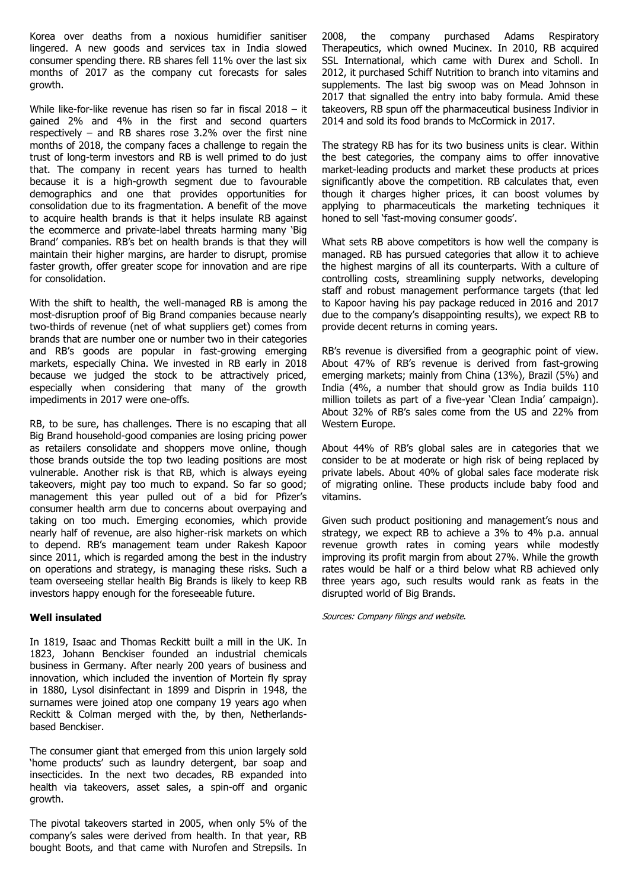Korea over deaths from a noxious humidifier sanitiser lingered. A new goods and services tax in India slowed consumer spending there. RB shares fell 11% over the last six months of 2017 as the company cut forecasts for sales growth.

While like-for-like revenue has risen so far in fiscal 2018 – it gained 2% and 4% in the first and second quarters respectively – and RB shares rose 3.2% over the first nine months of 2018, the company faces a challenge to regain the trust of long-term investors and RB is well primed to do just that. The company in recent years has turned to health because it is a high-growth segment due to favourable demographics and one that provides opportunities for consolidation due to its fragmentation. A benefit of the move to acquire health brands is that it helps insulate RB against the ecommerce and private-label threats harming many 'Big Brand' companies. RB's bet on health brands is that they will maintain their higher margins, are harder to disrupt, promise faster growth, offer greater scope for innovation and are ripe for consolidation.

With the shift to health, the well-managed RB is among the most-disruption proof of Big Brand companies because nearly two-thirds of revenue (net of what suppliers get) comes from brands that are number one or number two in their categories and RB's goods are popular in fast-growing emerging markets, especially China. We invested in RB early in 2018 because we judged the stock to be attractively priced, especially when considering that many of the growth impediments in 2017 were one-offs.

RB, to be sure, has challenges. There is no escaping that all Big Brand household-good companies are losing pricing power as retailers consolidate and shoppers move online, though those brands outside the top two leading positions are most vulnerable. Another risk is that RB, which is always eyeing takeovers, might pay too much to expand. So far so good; management this year pulled out of a bid for Pfizer's consumer health arm due to concerns about overpaying and taking on too much. Emerging economies, which provide nearly half of revenue, are also higher-risk markets on which to depend. RB's management team under Rakesh Kapoor since 2011, which is regarded among the best in the industry on operations and strategy, is managing these risks. Such a team overseeing stellar health Big Brands is likely to keep RB investors happy enough for the foreseeable future.

**Well insulated**

In 1819, Isaac and Thomas Reckitt built a mill in the UK. In 1823, Johann Benckiser founded an industrial chemicals business in Germany. After nearly 200 years of business and innovation, which included the invention of Mortein fly spray in 1880, Lysol disinfectant in 1899 and Disprin in 1948, the surnames were joined atop one company 19 years ago when Reckitt & Colman merged with the, by then, Netherlands-based Benckiser.

The consumer giant that emerged from this union largely sold 'home products' such as laundry detergent, bar soap and insecticides. In the next two decades, RB expanded into health via takeovers, asset sales, a spin-off and organic growth.

The pivotal takeovers started in 2005, when only 5% of the company's sales were derived from health. In that year, RB bought Boots, and that came with Nurofen and Strepsils. In 2008, the company purchased Adams Respiratory Therapeutics, which owned Mucinex. In 2010, RB acquired SSL International, which came with Durex and Scholl. In 2012, it purchased Schiff Nutrition to branch into vitamins and supplements. The last big swoop was on Mead Johnson in 2017 that signalled the entry into baby formula. Amid these takeovers, RB spun off the pharmaceutical business Indivior in 2014 and sold its food brands to McCormick in 2017.

The strategy RB has for its two business units is clear. Within the best categories, the company aims to offer innovative market-leading products and market these products at prices significantly above the competition. RB calculates that, even though it charges higher prices, it can boost volumes by applying to pharmaceuticals the marketing techniques it honed to sell 'fast-moving consumer goods'.

What sets RB above competitors is how well the company is managed. RB has pursued categories that allow it to achieve the highest margins of all its counterparts. With a culture of controlling costs, streamlining supply networks, developing staff and robust management performance targets (that led to Kapoor having his pay package reduced in 2016 and 2017 due to the company's disappointing results), we expect RB to provide decent returns in coming years.

RB's revenue is diversified from a geographic point of view. About 47% of RB's revenue is derived from fast-growing emerging markets; mainly from China (13%), Brazil (5%) and India (4%, a number that should grow as India builds 110 million toilets as part of a five-year 'Clean India' campaign). About 32% of RB's sales come from the US and 22% from Western Europe.

About 44% of RB's global sales are in categories that we consider to be at moderate or high risk of being replaced by private labels. About 40% of global sales face moderate risk of migrating online. These products include baby food and vitamins.

Given such product positioning and management's nous and strategy, we expect RB to achieve a 3% to 4% p.a. annual revenue growth rates in coming years while modestly improving its profit margin from about 27%. While the growth rates would be half or a third below what RB achieved only three years ago, such results would rank as feats in the disrupted world of Big Brands.

*Sources: Company filings and website.*